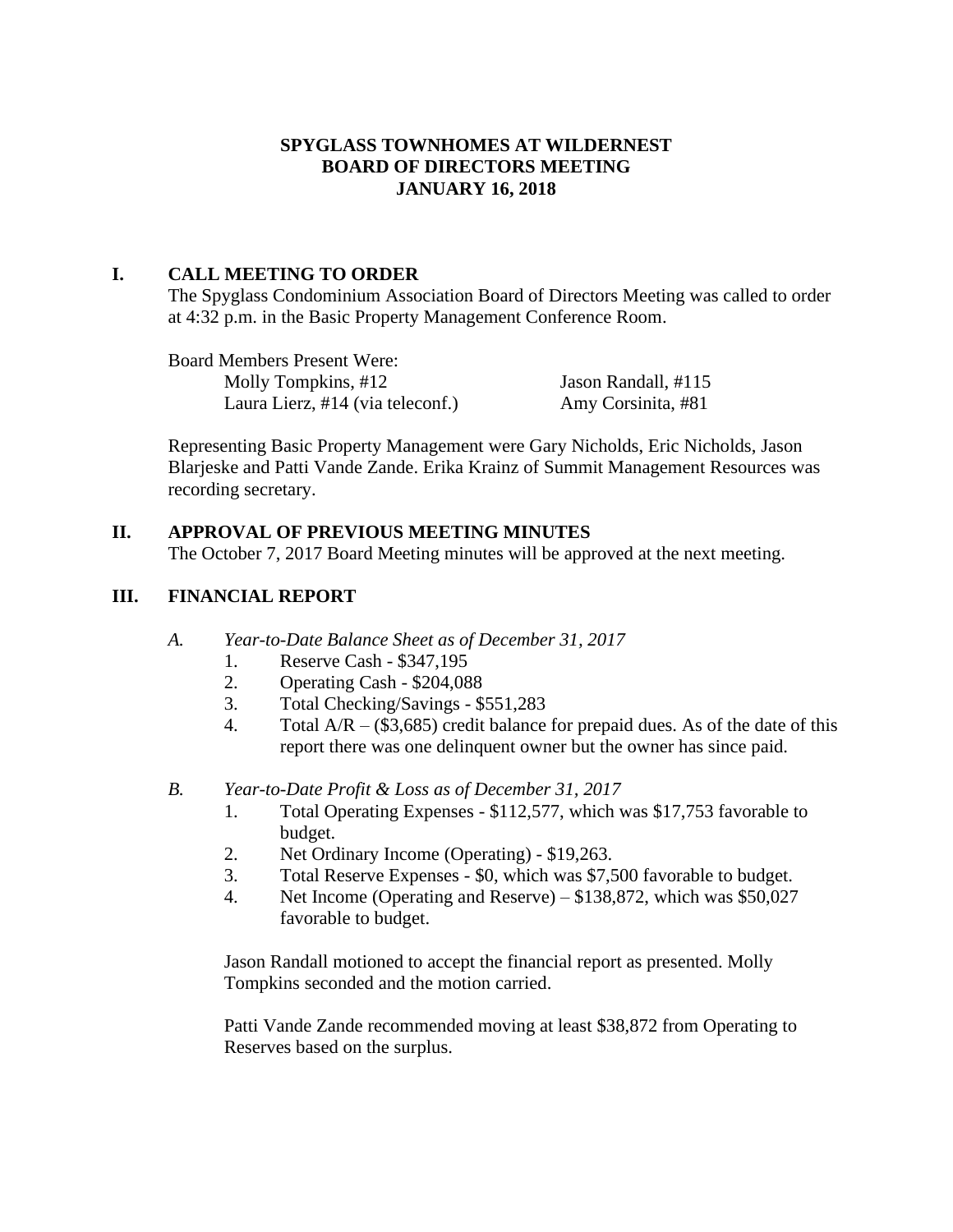# SPYGLASS TOWNHOMES AT WILDERNEST
# BOARD OF DIRECTORS MEETING
# JANUARY 16, 2018

## I. CALL MEETING TO ORDER

The Spyglass Condominium Association Board of Directors Meeting was called to order at 4:32 p.m. in the Basic Property Management Conference Room.

Board Members Present Were:

Molly Tompkins, #12
Laura Lierz, #14 (via teleconf.)
Jason Randall, #115
Amy Corsinita, #81

Representing Basic Property Management were Gary Nicholds, Eric Nicholds, Jason Blarjeske and Patti Vande Zande. Erika Krainz of Summit Management Resources was recording secretary.

## II. APPROVAL OF PREVIOUS MEETING MINUTES

The October 7, 2017 Board Meeting minutes will be approved at the next meeting.

## III. FINANCIAL REPORT

*A. Year-to-Date Balance Sheet as of December 31, 2017*

1. Reserve Cash - $347,195
2. Operating Cash - $204,088
3. Total Checking/Savings - $551,283
4. Total A/R – ($3,685) credit balance for prepaid dues. As of the date of this report there was one delinquent owner but the owner has since paid.

*B. Year-to-Date Profit & Loss as of December 31, 2017*

1. Total Operating Expenses - $112,577, which was $17,753 favorable to budget.
2. Net Ordinary Income (Operating) - $19,263.
3. Total Reserve Expenses - $0, which was $7,500 favorable to budget.
4. Net Income (Operating and Reserve) – $138,872, which was $50,027 favorable to budget.

Jason Randall motioned to accept the financial report as presented. Molly Tompkins seconded and the motion carried.

Patti Vande Zande recommended moving at least $38,872 from Operating to Reserves based on the surplus.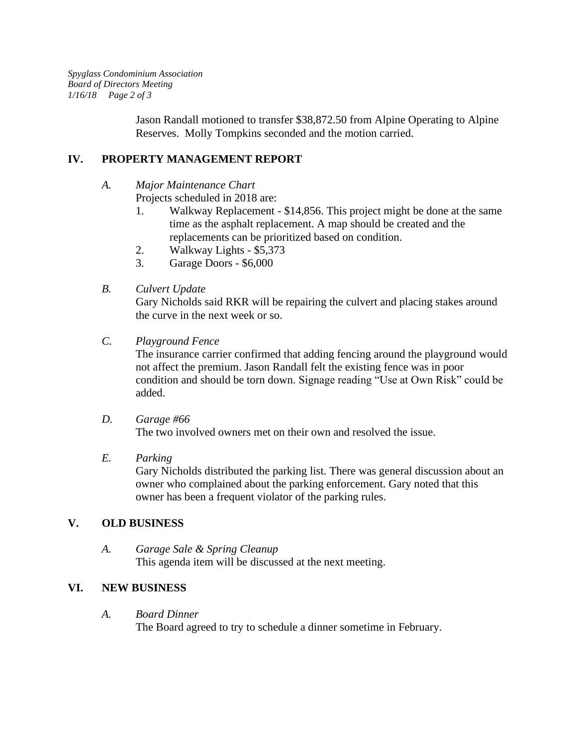Jason Randall motioned to transfer $38,872.50 from Alpine Operating to Alpine Reserves. Molly Tompkins seconded and the motion carried.

## IV. PROPERTY MANAGEMENT REPORT

### A. *Major Maintenance Chart*

Projects scheduled in 2018 are:

1. Walkway Replacement - $14,856. This project might be done at the same time as the asphalt replacement. A map should be created and the replacements can be prioritized based on condition.
2. Walkway Lights - $5,373
3. Garage Doors - $6,000

### B. *Culvert Update*

Gary Nicholds said RKR will be repairing the culvert and placing stakes around the curve in the next week or so.

### C. *Playground Fence*

The insurance carrier confirmed that adding fencing around the playground would not affect the premium. Jason Randall felt the existing fence was in poor condition and should be torn down. Signage reading "Use at Own Risk" could be added.

### D. *Garage #66*

The two involved owners met on their own and resolved the issue.

### E. *Parking*

Gary Nicholds distributed the parking list. There was general discussion about an owner who complained about the parking enforcement. Gary noted that this owner has been a frequent violator of the parking rules.

## V. OLD BUSINESS

### A. *Garage Sale & Spring Cleanup*

This agenda item will be discussed at the next meeting.

## VI. NEW BUSINESS

### A. *Board Dinner*

The Board agreed to try to schedule a dinner sometime in February.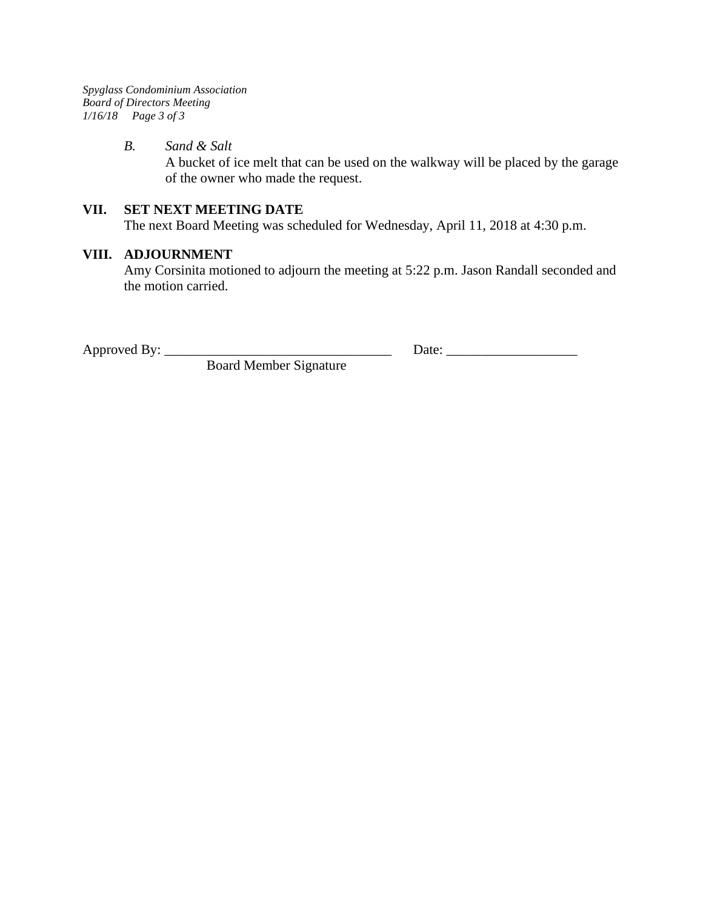*B. Sand & Salt*

A bucket of ice melt that can be used on the walkway will be placed by the garage of the owner who made the request.

## VII. SET NEXT MEETING DATE

The next Board Meeting was scheduled for Wednesday, April 11, 2018 at 4:30 p.m.

## VIII. ADJOURNMENT

Amy Corsinita motioned to adjourn the meeting at 5:22 p.m. Jason Randall seconded and the motion carried.

Approved By: _________________________________ Date: ___________________

Board Member Signature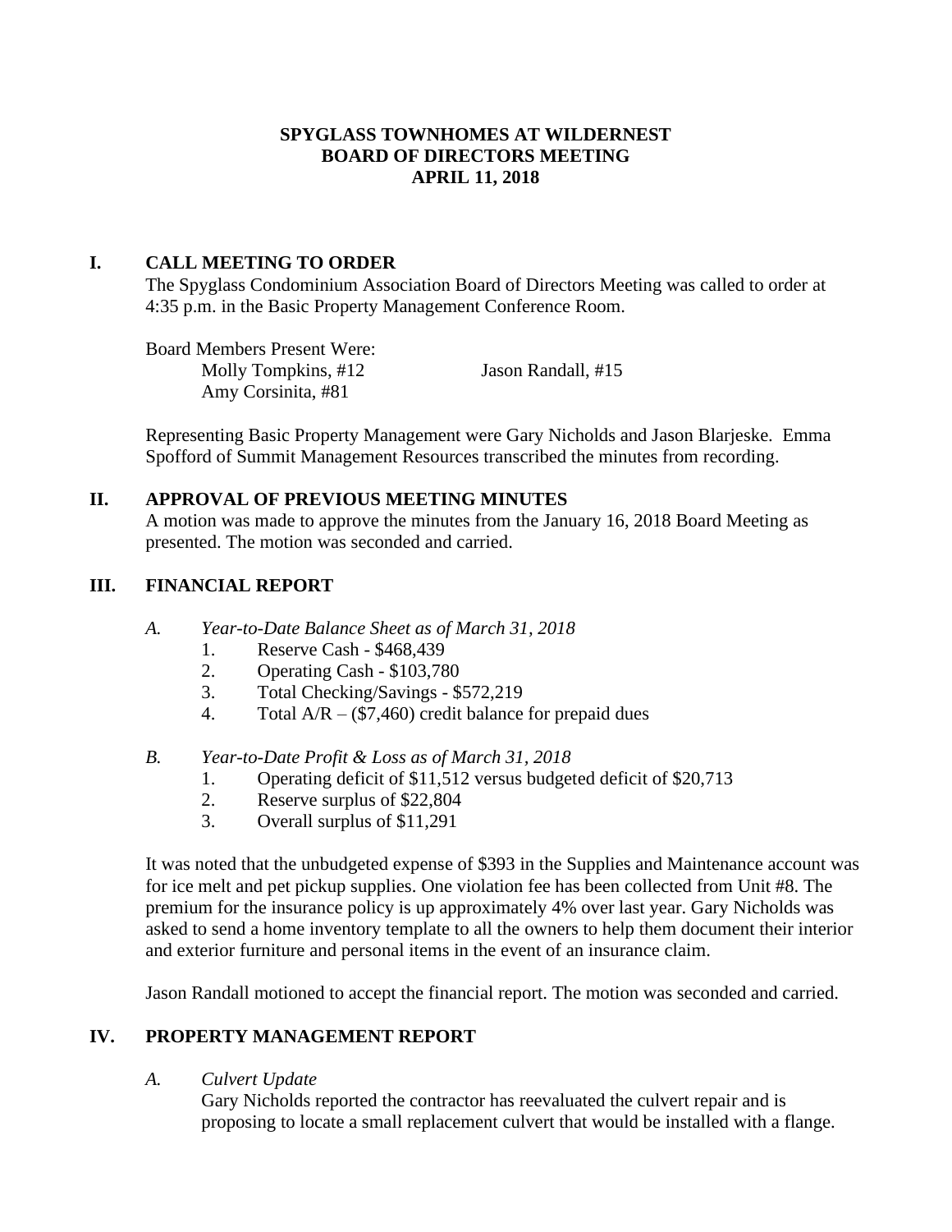# SPYGLASS TOWNHOMES AT WILDERNEST
# BOARD OF DIRECTORS MEETING
# APRIL 11, 2018

## I. CALL MEETING TO ORDER

The Spyglass Condominium Association Board of Directors Meeting was called to order at 4:35 p.m. in the Basic Property Management Conference Room.

Board Members Present Were:

Molly Tompkins, #12
Jason Randall, #15
Amy Corsinita, #81

Representing Basic Property Management were Gary Nicholds and Jason Blarjeske. Emma Spofford of Summit Management Resources transcribed the minutes from recording.

## II. APPROVAL OF PREVIOUS MEETING MINUTES

A motion was made to approve the minutes from the January 16, 2018 Board Meeting as presented. The motion was seconded and carried.

## III. FINANCIAL REPORT

*A. Year-to-Date Balance Sheet as of March 31, 2018*

1. Reserve Cash - $468,439
2. Operating Cash - $103,780
3. Total Checking/Savings - $572,219
4. Total A/R – ($7,460) credit balance for prepaid dues

*B. Year-to-Date Profit & Loss as of March 31, 2018*

1. Operating deficit of $11,512 versus budgeted deficit of $20,713
2. Reserve surplus of $22,804
3. Overall surplus of $11,291

It was noted that the unbudgeted expense of $393 in the Supplies and Maintenance account was for ice melt and pet pickup supplies. One violation fee has been collected from Unit #8. The premium for the insurance policy is up approximately 4% over last year. Gary Nicholds was asked to send a home inventory template to all the owners to help them document their interior and exterior furniture and personal items in the event of an insurance claim.

Jason Randall motioned to accept the financial report. The motion was seconded and carried.

## IV. PROPERTY MANAGEMENT REPORT

*A. Culvert Update*

Gary Nicholds reported the contractor has reevaluated the culvert repair and is proposing to locate a small replacement culvert that would be installed with a flange.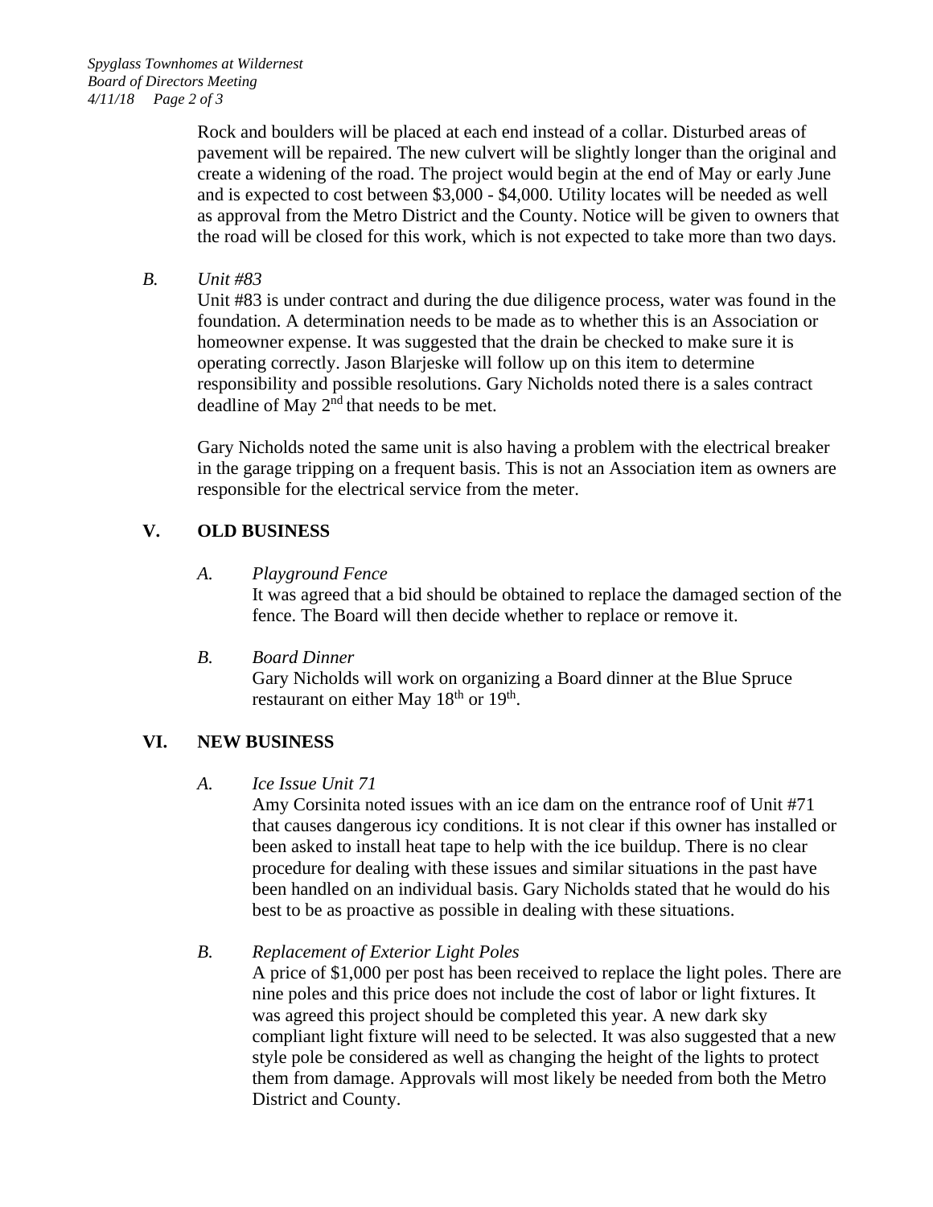Rock and boulders will be placed at each end instead of a collar. Disturbed areas of pavement will be repaired. The new culvert will be slightly longer than the original and create a widening of the road. The project would begin at the end of May or early June and is expected to cost between $3,000 - $4,000. Utility locates will be needed as well as approval from the Metro District and the County. Notice will be given to owners that the road will be closed for this work, which is not expected to take more than two days.

*B. Unit #83*

Unit #83 is under contract and during the due diligence process, water was found in the foundation. A determination needs to be made as to whether this is an Association or homeowner expense. It was suggested that the drain be checked to make sure it is operating correctly. Jason Blarjeske will follow up on this item to determine responsibility and possible resolutions. Gary Nicholds noted there is a sales contract deadline of May 2nd that needs to be met.

Gary Nicholds noted the same unit is also having a problem with the electrical breaker in the garage tripping on a frequent basis. This is not an Association item as owners are responsible for the electrical service from the meter.

## V. OLD BUSINESS

*A. Playground Fence*

It was agreed that a bid should be obtained to replace the damaged section of the fence. The Board will then decide whether to replace or remove it.

*B. Board Dinner*

Gary Nicholds will work on organizing a Board dinner at the Blue Spruce restaurant on either May 18th or 19th.

## VI. NEW BUSINESS

*A. Ice Issue Unit 71*

Amy Corsinita noted issues with an ice dam on the entrance roof of Unit #71 that causes dangerous icy conditions. It is not clear if this owner has installed or been asked to install heat tape to help with the ice buildup. There is no clear procedure for dealing with these issues and similar situations in the past have been handled on an individual basis. Gary Nicholds stated that he would do his best to be as proactive as possible in dealing with these situations.

*B. Replacement of Exterior Light Poles*

A price of $1,000 per post has been received to replace the light poles. There are nine poles and this price does not include the cost of labor or light fixtures. It was agreed this project should be completed this year. A new dark sky compliant light fixture will need to be selected. It was also suggested that a new style pole be considered as well as changing the height of the lights to protect them from damage. Approvals will most likely be needed from both the Metro District and County.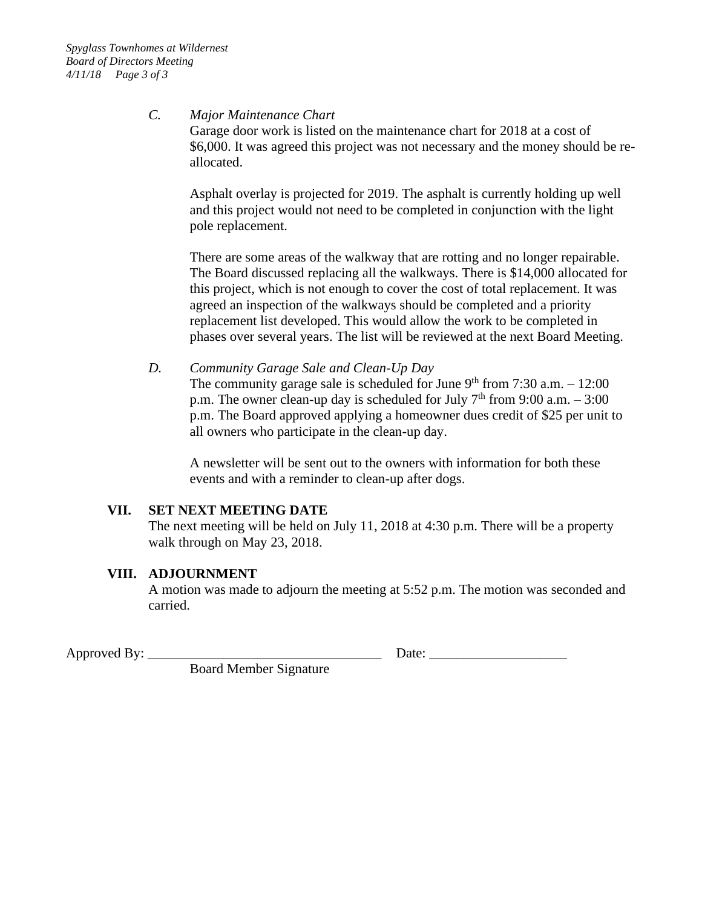*C. Major Maintenance Chart*

Garage door work is listed on the maintenance chart for 2018 at a cost of $6,000. It was agreed this project was not necessary and the money should be re-allocated.

Asphalt overlay is projected for 2019. The asphalt is currently holding up well and this project would not need to be completed in conjunction with the light pole replacement.

There are some areas of the walkway that are rotting and no longer repairable. The Board discussed replacing all the walkways. There is $14,000 allocated for this project, which is not enough to cover the cost of total replacement. It was agreed an inspection of the walkways should be completed and a priority replacement list developed. This would allow the work to be completed in phases over several years. The list will be reviewed at the next Board Meeting.

*D. Community Garage Sale and Clean-Up Day*

The community garage sale is scheduled for June 9th from 7:30 a.m. – 12:00 p.m. The owner clean-up day is scheduled for July 7th from 9:00 a.m. – 3:00 p.m. The Board approved applying a homeowner dues credit of $25 per unit to all owners who participate in the clean-up day.

A newsletter will be sent out to the owners with information for both these events and with a reminder to clean-up after dogs.

## VII. SET NEXT MEETING DATE

The next meeting will be held on July 11, 2018 at 4:30 p.m. There will be a property walk through on May 23, 2018.

## VIII. ADJOURNMENT

A motion was made to adjourn the meeting at 5:52 p.m. The motion was seconded and carried.

Approved By: __________________________________ Date: ____________________

Board Member Signature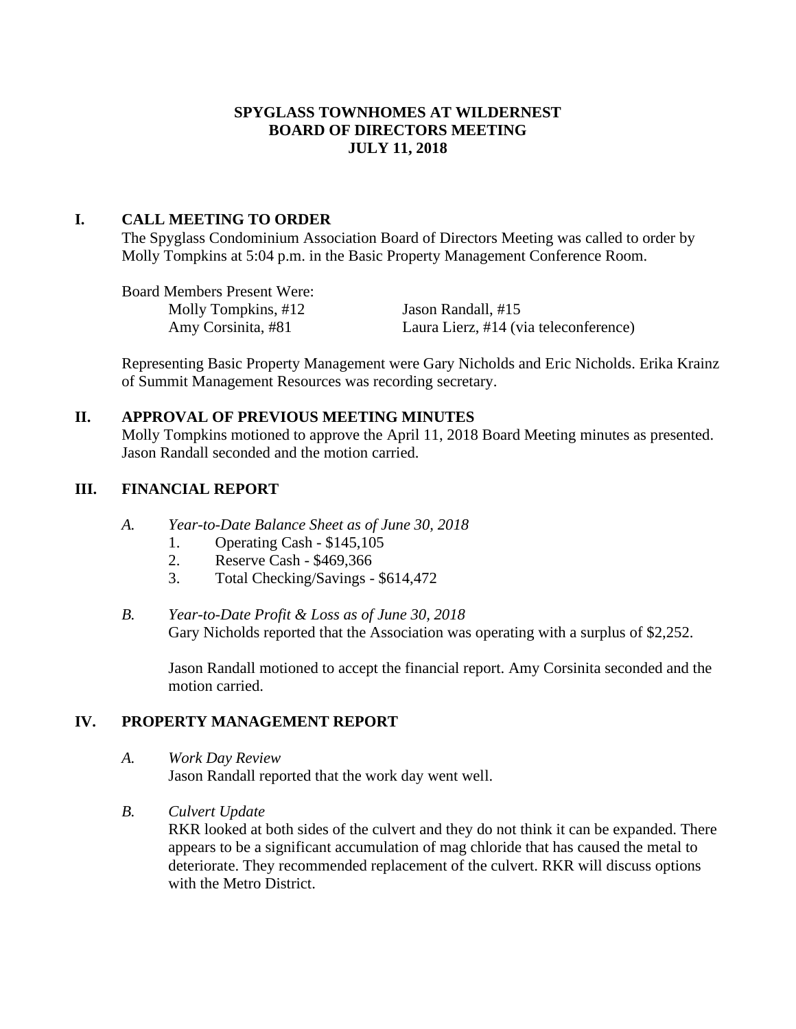# SPYGLASS TOWNHOMES AT WILDERNEST
# BOARD OF DIRECTORS MEETING
# JULY 11, 2018

## I. CALL MEETING TO ORDER

The Spyglass Condominium Association Board of Directors Meeting was called to order by Molly Tompkins at 5:04 p.m. in the Basic Property Management Conference Room.

Board Members Present Were:

| | |
|---|---|
| Molly Tompkins, #12 | Jason Randall, #15 |
| Amy Corsinita, #81 | Laura Lierz, #14 (via teleconference) |

Representing Basic Property Management were Gary Nicholds and Eric Nicholds. Erika Krainz of Summit Management Resources was recording secretary.

## II. APPROVAL OF PREVIOUS MEETING MINUTES

Molly Tompkins motioned to approve the April 11, 2018 Board Meeting minutes as presented. Jason Randall seconded and the motion carried.

## III. FINANCIAL REPORT

### A. *Year-to-Date Balance Sheet as of June 30, 2018*

1. Operating Cash - $145,105
2. Reserve Cash - $469,366
3. Total Checking/Savings - $614,472

### B. *Year-to-Date Profit & Loss as of June 30, 2018*

Gary Nicholds reported that the Association was operating with a surplus of $2,252.

Jason Randall motioned to accept the financial report. Amy Corsinita seconded and the motion carried.

## IV. PROPERTY MANAGEMENT REPORT

### A. *Work Day Review*

Jason Randall reported that the work day went well.

### B. *Culvert Update*

RKR looked at both sides of the culvert and they do not think it can be expanded. There appears to be a significant accumulation of mag chloride that has caused the metal to deteriorate. They recommended replacement of the culvert. RKR will discuss options with the Metro District.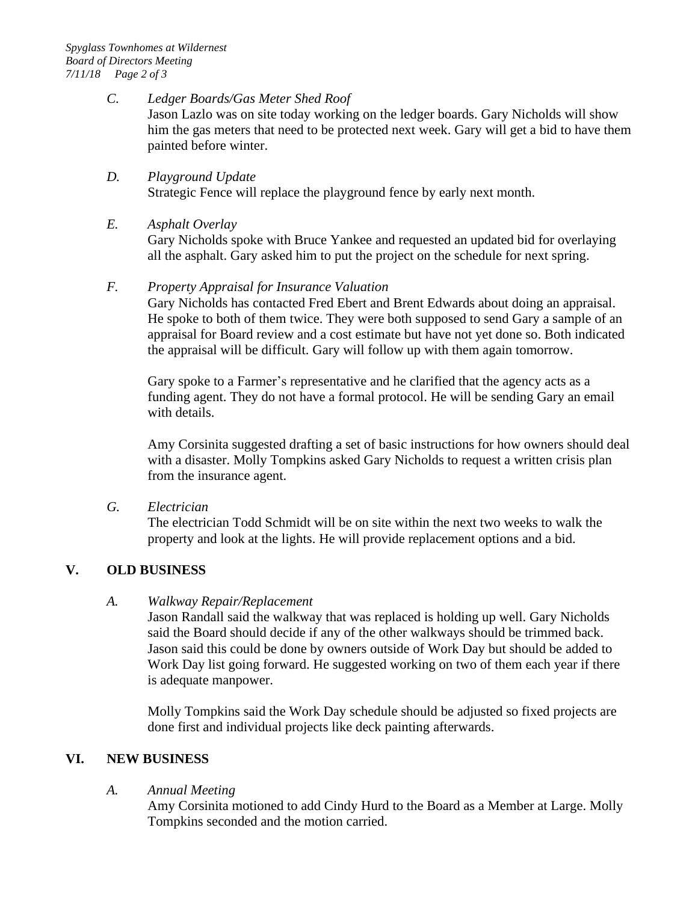*C. Ledger Boards/Gas Meter Shed Roof*

Jason Lazlo was on site today working on the ledger boards. Gary Nicholds will show him the gas meters that need to be protected next week. Gary will get a bid to have them painted before winter.

*D. Playground Update*

Strategic Fence will replace the playground fence by early next month.

*E. Asphalt Overlay*

Gary Nicholds spoke with Bruce Yankee and requested an updated bid for overlaying all the asphalt. Gary asked him to put the project on the schedule for next spring.

*F. Property Appraisal for Insurance Valuation*

Gary Nicholds has contacted Fred Ebert and Brent Edwards about doing an appraisal. He spoke to both of them twice. They were both supposed to send Gary a sample of an appraisal for Board review and a cost estimate but have not yet done so. Both indicated the appraisal will be difficult. Gary will follow up with them again tomorrow.

Gary spoke to a Farmer's representative and he clarified that the agency acts as a funding agent. They do not have a formal protocol. He will be sending Gary an email with details.

Amy Corsinita suggested drafting a set of basic instructions for how owners should deal with a disaster. Molly Tompkins asked Gary Nicholds to request a written crisis plan from the insurance agent.

*G. Electrician*

The electrician Todd Schmidt will be on site within the next two weeks to walk the property and look at the lights. He will provide replacement options and a bid.

## V. OLD BUSINESS

*A. Walkway Repair/Replacement*

Jason Randall said the walkway that was replaced is holding up well. Gary Nicholds said the Board should decide if any of the other walkways should be trimmed back. Jason said this could be done by owners outside of Work Day but should be added to Work Day list going forward. He suggested working on two of them each year if there is adequate manpower.

Molly Tompkins said the Work Day schedule should be adjusted so fixed projects are done first and individual projects like deck painting afterwards.

## VI. NEW BUSINESS

*A. Annual Meeting*

Amy Corsinita motioned to add Cindy Hurd to the Board as a Member at Large. Molly Tompkins seconded and the motion carried.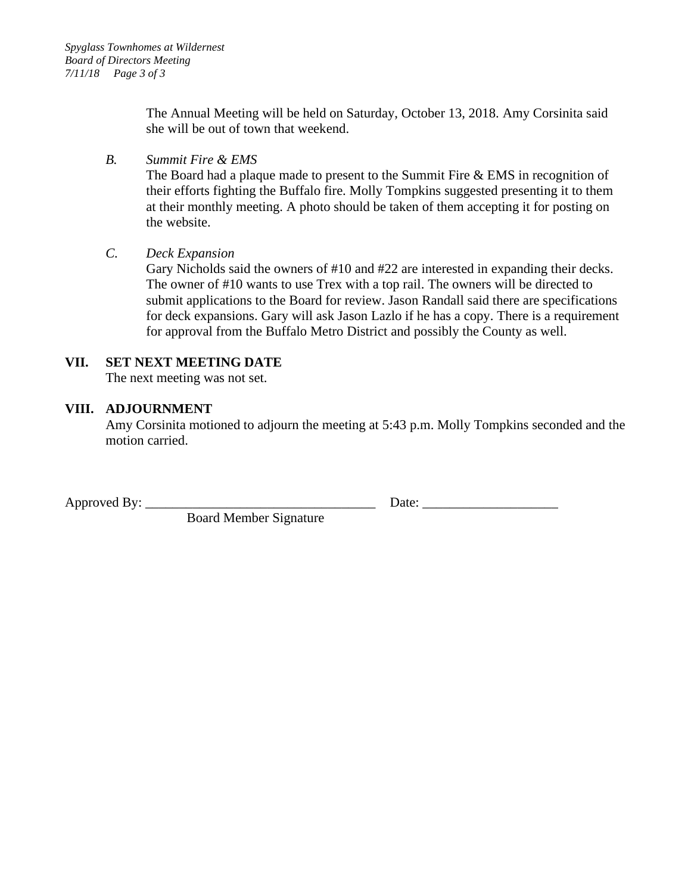The Annual Meeting will be held on Saturday, October 13, 2018. Amy Corsinita said she will be out of town that weekend.

*B. Summit Fire & EMS*

The Board had a plaque made to present to the Summit Fire & EMS in recognition of their efforts fighting the Buffalo fire. Molly Tompkins suggested presenting it to them at their monthly meeting. A photo should be taken of them accepting it for posting on the website.

*C. Deck Expansion*

Gary Nicholds said the owners of #10 and #22 are interested in expanding their decks. The owner of #10 wants to use Trex with a top rail. The owners will be directed to submit applications to the Board for review. Jason Randall said there are specifications for deck expansions. Gary will ask Jason Lazlo if he has a copy. There is a requirement for approval from the Buffalo Metro District and possibly the County as well.

## VII. SET NEXT MEETING DATE

The next meeting was not set.

## VIII. ADJOURNMENT

Amy Corsinita motioned to adjourn the meeting at 5:43 p.m. Molly Tompkins seconded and the motion carried.

Approved By: ___________________________________ Date: ____________________

Board Member Signature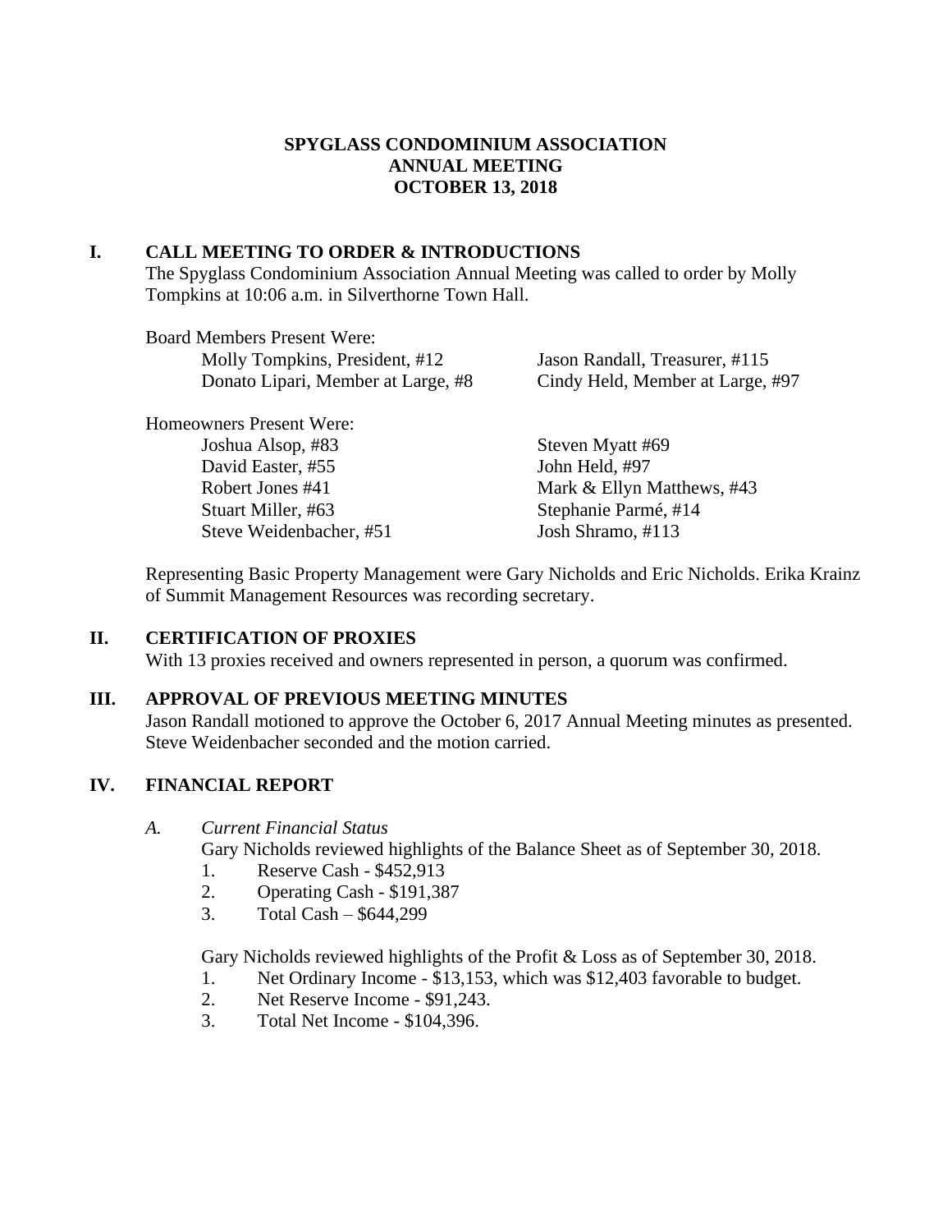**SPYGLASS CONDOMINIUM ASSOCIATION**
**ANNUAL MEETING**
**OCTOBER 13, 2018**

## I. CALL MEETING TO ORDER & INTRODUCTIONS

The Spyglass Condominium Association Annual Meeting was called to order by Molly Tompkins at 10:06 a.m. in Silverthorne Town Hall.

Board Members Present Were:

- Molly Tompkins, President, #12
- Jason Randall, Treasurer, #115
- Donato Lipari, Member at Large, #8
- Cindy Held, Member at Large, #97

Homeowners Present Were:

- Joshua Alsop, #83
- Steven Myatt #69
- David Easter, #55
- John Held, #97
- Robert Jones #41
- Mark & Ellyn Matthews, #43
- Stuart Miller, #63
- Stephanie Parmé, #14
- Steve Weidenbacher, #51
- Josh Shramo, #113

Representing Basic Property Management were Gary Nicholds and Eric Nicholds. Erika Krainz of Summit Management Resources was recording secretary.

## II. CERTIFICATION OF PROXIES

With 13 proxies received and owners represented in person, a quorum was confirmed.

## III. APPROVAL OF PREVIOUS MEETING MINUTES

Jason Randall motioned to approve the October 6, 2017 Annual Meeting minutes as presented. Steve Weidenbacher seconded and the motion carried.

## IV. FINANCIAL REPORT

### A. *Current Financial Status*

Gary Nicholds reviewed highlights of the Balance Sheet as of September 30, 2018.

1. Reserve Cash - $452,913
2. Operating Cash - $191,387
3. Total Cash – $644,299

Gary Nicholds reviewed highlights of the Profit & Loss as of September 30, 2018.

1. Net Ordinary Income - $13,153, which was $12,403 favorable to budget.
2. Net Reserve Income - $91,243.
3. Total Net Income - $104,396.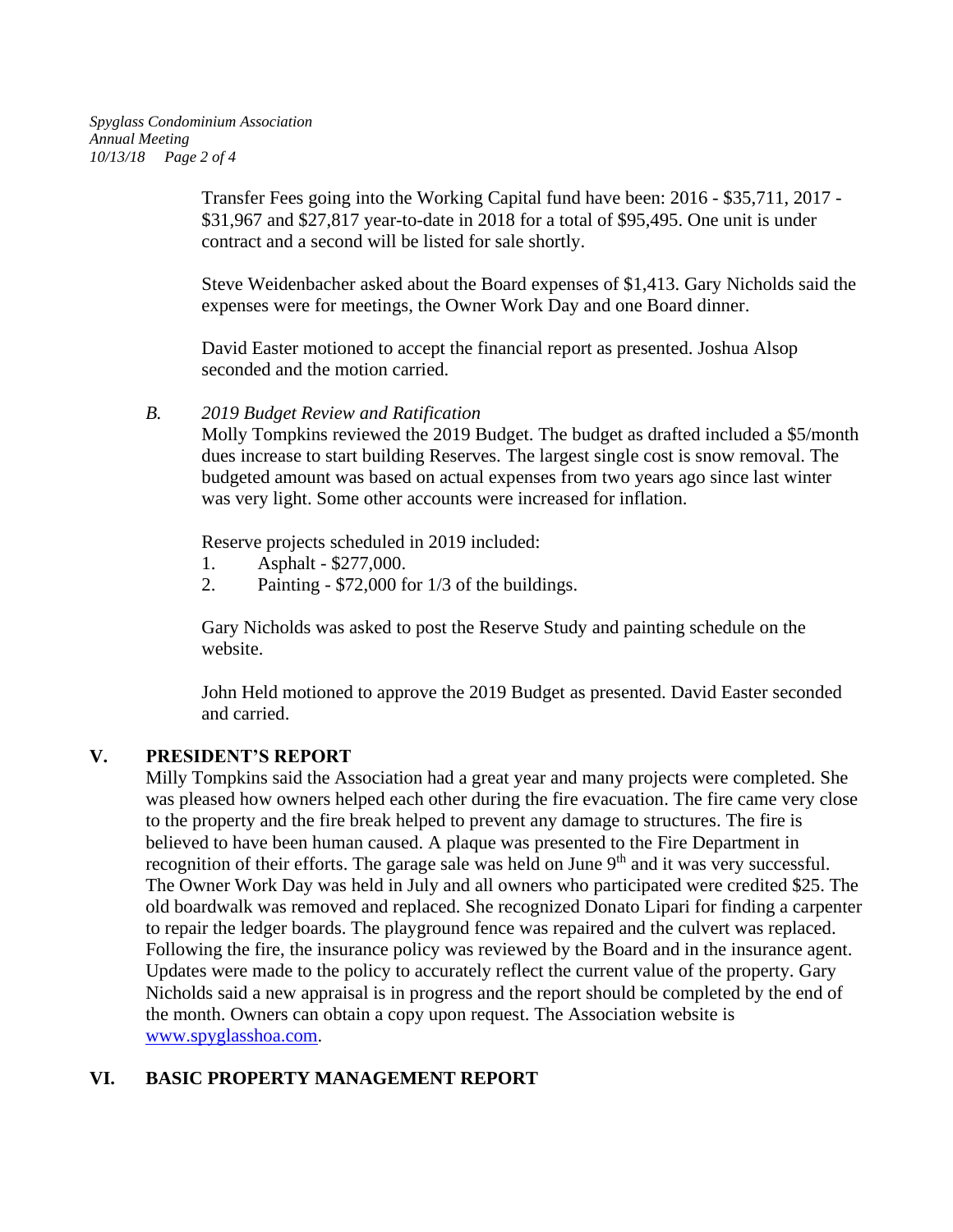Transfer Fees going into the Working Capital fund have been: 2016 - $35,711, 2017 - $31,967 and $27,817 year-to-date in 2018 for a total of $95,495. One unit is under contract and a second will be listed for sale shortly.

Steve Weidenbacher asked about the Board expenses of $1,413. Gary Nicholds said the expenses were for meetings, the Owner Work Day and one Board dinner.

David Easter motioned to accept the financial report as presented. Joshua Alsop seconded and the motion carried.

*B. 2019 Budget Review and Ratification*

Molly Tompkins reviewed the 2019 Budget. The budget as drafted included a $5/month dues increase to start building Reserves. The largest single cost is snow removal. The budgeted amount was based on actual expenses from two years ago since last winter was very light. Some other accounts were increased for inflation.

Reserve projects scheduled in 2019 included:

1. Asphalt - $277,000.
2. Painting - $72,000 for 1/3 of the buildings.

Gary Nicholds was asked to post the Reserve Study and painting schedule on the website.

John Held motioned to approve the 2019 Budget as presented. David Easter seconded and carried.

## V. PRESIDENT'S REPORT

Milly Tompkins said the Association had a great year and many projects were completed. She was pleased how owners helped each other during the fire evacuation. The fire came very close to the property and the fire break helped to prevent any damage to structures. The fire is believed to have been human caused. A plaque was presented to the Fire Department in recognition of their efforts. The garage sale was held on June 9th and it was very successful. The Owner Work Day was held in July and all owners who participated were credited $25. The old boardwalk was removed and replaced. She recognized Donato Lipari for finding a carpenter to repair the ledger boards. The playground fence was repaired and the culvert was replaced. Following the fire, the insurance policy was reviewed by the Board and in the insurance agent. Updates were made to the policy to accurately reflect the current value of the property. Gary Nicholds said a new appraisal is in progress and the report should be completed by the end of the month. Owners can obtain a copy upon request. The Association website is www.spyglasshoa.com.

## VI. BASIC PROPERTY MANAGEMENT REPORT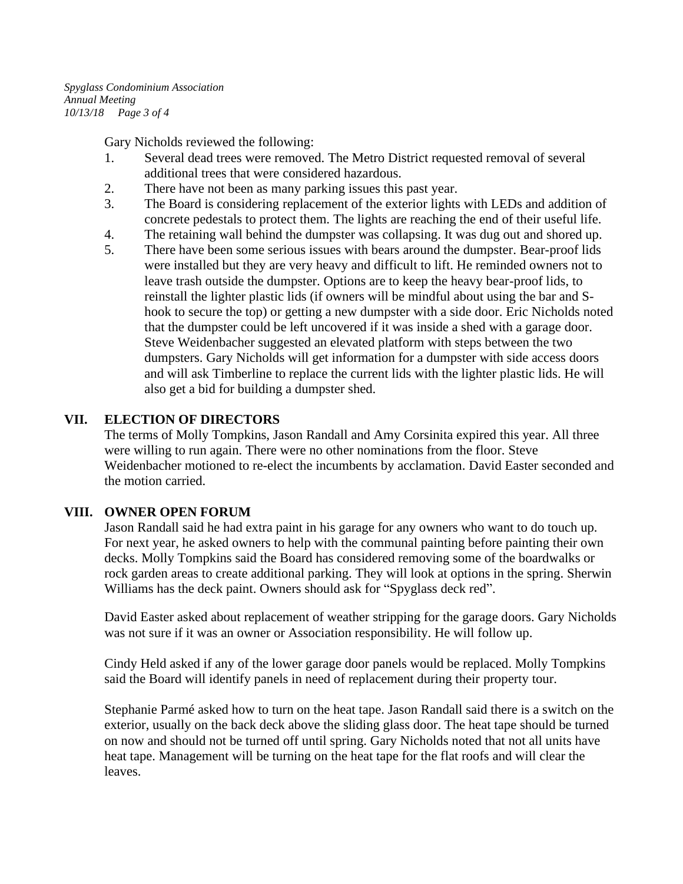Gary Nicholds reviewed the following:

1. Several dead trees were removed. The Metro District requested removal of several additional trees that were considered hazardous.
2. There have not been as many parking issues this past year.
3. The Board is considering replacement of the exterior lights with LEDs and addition of concrete pedestals to protect them. The lights are reaching the end of their useful life.
4. The retaining wall behind the dumpster was collapsing. It was dug out and shored up.
5. There have been some serious issues with bears around the dumpster. Bear-proof lids were installed but they are very heavy and difficult to lift. He reminded owners not to leave trash outside the dumpster. Options are to keep the heavy bear-proof lids, to reinstall the lighter plastic lids (if owners will be mindful about using the bar and S-hook to secure the top) or getting a new dumpster with a side door. Eric Nicholds noted that the dumpster could be left uncovered if it was inside a shed with a garage door. Steve Weidenbacher suggested an elevated platform with steps between the two dumpsters. Gary Nicholds will get information for a dumpster with side access doors and will ask Timberline to replace the current lids with the lighter plastic lids. He will also get a bid for building a dumpster shed.

## VII. ELECTION OF DIRECTORS

The terms of Molly Tompkins, Jason Randall and Amy Corsinita expired this year. All three were willing to run again. There were no other nominations from the floor. Steve Weidenbacher motioned to re-elect the incumbents by acclamation. David Easter seconded and the motion carried.

## VIII. OWNER OPEN FORUM

Jason Randall said he had extra paint in his garage for any owners who want to do touch up. For next year, he asked owners to help with the communal painting before painting their own decks. Molly Tompkins said the Board has considered removing some of the boardwalks or rock garden areas to create additional parking. They will look at options in the spring. Sherwin Williams has the deck paint. Owners should ask for "Spyglass deck red".

David Easter asked about replacement of weather stripping for the garage doors. Gary Nicholds was not sure if it was an owner or Association responsibility. He will follow up.

Cindy Held asked if any of the lower garage door panels would be replaced. Molly Tompkins said the Board will identify panels in need of replacement during their property tour.

Stephanie Parmé asked how to turn on the heat tape. Jason Randall said there is a switch on the exterior, usually on the back deck above the sliding glass door. The heat tape should be turned on now and should not be turned off until spring. Gary Nicholds noted that not all units have heat tape. Management will be turning on the heat tape for the flat roofs and will clear the leaves.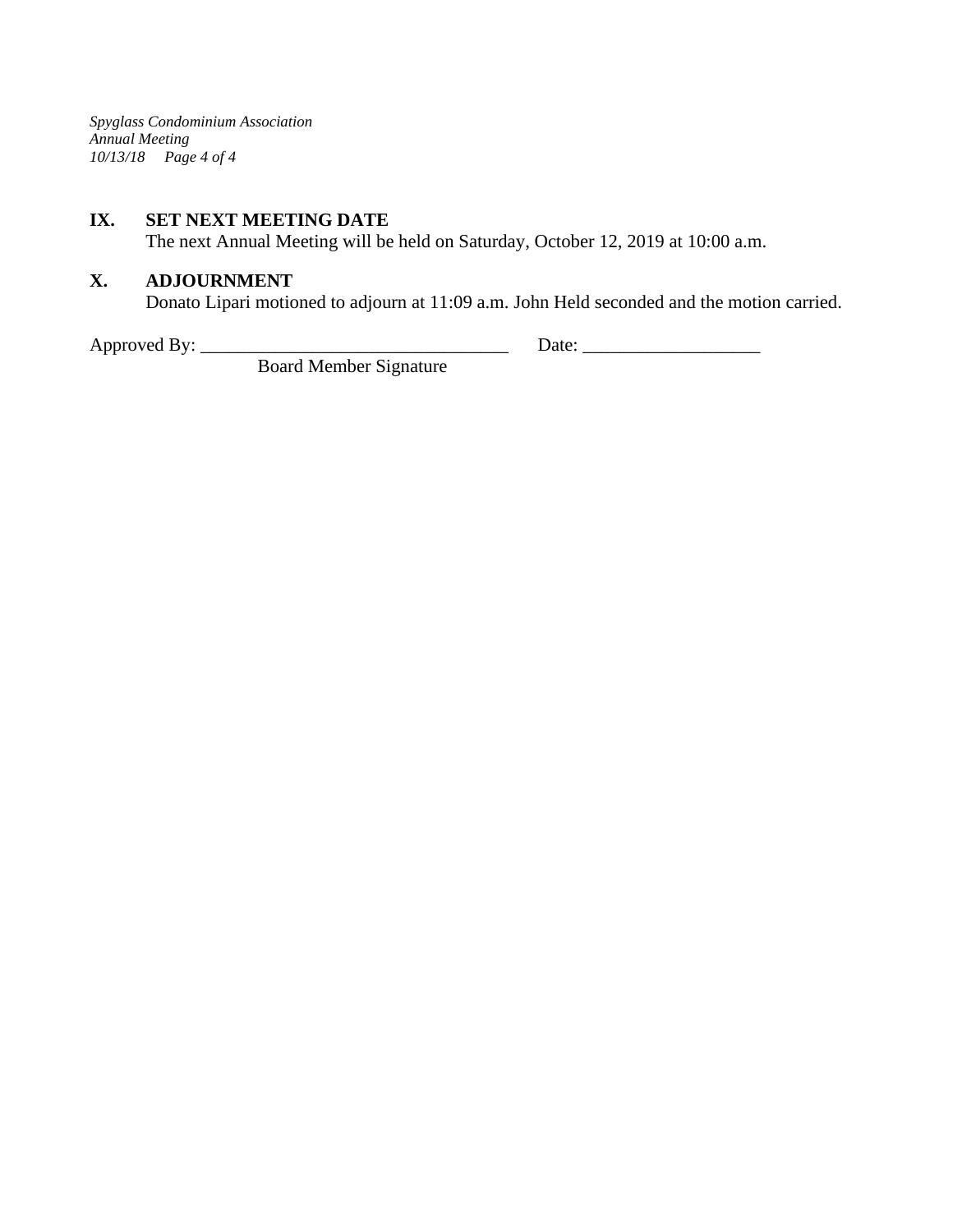## IX. SET NEXT MEETING DATE

The next Annual Meeting will be held on Saturday, October 12, 2019 at 10:00 a.m.

## X. ADJOURNMENT

Donato Lipari motioned to adjourn at 11:09 a.m. John Held seconded and the motion carried.

Approved By: _________________________________ Date: ___________________

Board Member Signature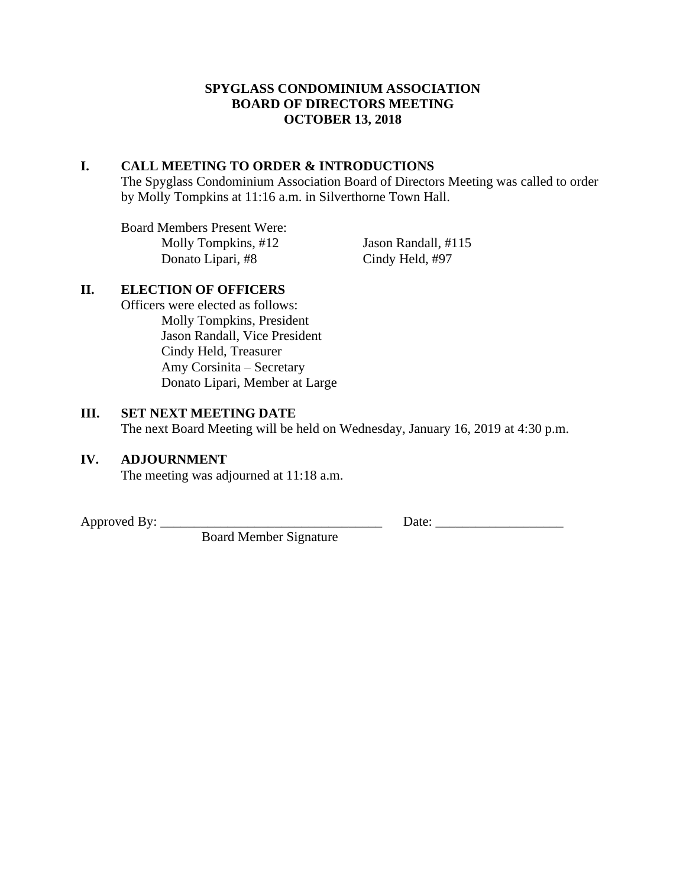**SPYGLASS CONDOMINIUM ASSOCIATION**
**BOARD OF DIRECTORS MEETING**
**OCTOBER 13, 2018**

## I. CALL MEETING TO ORDER & INTRODUCTIONS

The Spyglass Condominium Association Board of Directors Meeting was called to order by Molly Tompkins at 11:16 a.m. in Silverthorne Town Hall.

Board Members Present Were:

| | |
|---|---|
| Molly Tompkins, #12 | Jason Randall, #115 |
| Donato Lipari, #8 | Cindy Held, #97 |

## II. ELECTION OF OFFICERS

Officers were elected as follows:

Molly Tompkins, President
Jason Randall, Vice President
Cindy Held, Treasurer
Amy Corsinita – Secretary
Donato Lipari, Member at Large

## III. SET NEXT MEETING DATE

The next Board Meeting will be held on Wednesday, January 16, 2019 at 4:30 p.m.

## IV. ADJOURNMENT

The meeting was adjourned at 11:18 a.m.

Approved By: _________________________________ Date: ___________________
Board Member Signature